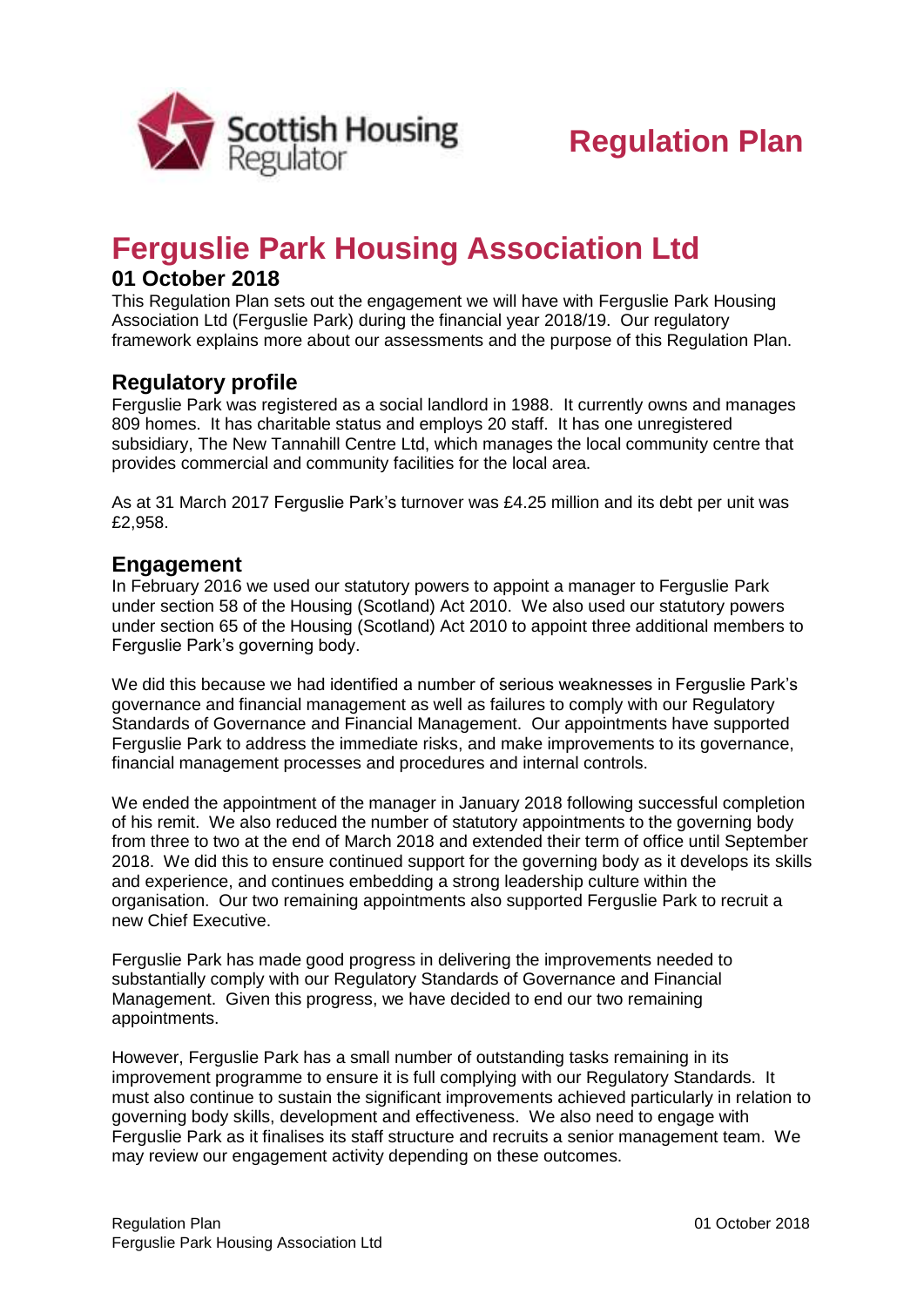Scottish Housing Regulator

# Regulation Plan

# Ferguslie Park Housing Association Ltd

### 01 October 2018

This Regulation Plan sets out the engagement we will have with Ferguslie Park Housing Association Ltd (Ferguslie Park) during the financial year 2018/19. Our regulatory framework explains more about our assessments and the purpose of this Regulation Plan.

## Regulatory profile

Ferguslie Park was registered as a social landlord in 1988. It currently owns and manages 809 homes. It has charitable status and employs 20 staff. It has one unregistered subsidiary, The New Tannahill Centre Ltd, which manages the local community centre that provides commercial and community facilities for the local area.

As at 31 March 2017 Ferguslie Park's turnover was £4.25 million and its debt per unit was £2,958.

## Engagement

In February 2016 we used our statutory powers to appoint a manager to Ferguslie Park under section 58 of the Housing (Scotland) Act 2010. We also used our statutory powers under section 65 of the Housing (Scotland) Act 2010 to appoint three additional members to Ferguslie Park's governing body.

We did this because we had identified a number of serious weaknesses in Ferguslie Park's governance and financial management as well as failures to comply with our Regulatory Standards of Governance and Financial Management. Our appointments have supported Ferguslie Park to address the immediate risks, and make improvements to its governance, financial management processes and procedures and internal controls.

We ended the appointment of the manager in January 2018 following successful completion of his remit. We also reduced the number of statutory appointments to the governing body from three to two at the end of March 2018 and extended their term of office until September 2018. We did this to ensure continued support for the governing body as it develops its skills and experience, and continues embedding a strong leadership culture within the organisation. Our two remaining appointments also supported Ferguslie Park to recruit a new Chief Executive.

Ferguslie Park has made good progress in delivering the improvements needed to substantially comply with our Regulatory Standards of Governance and Financial Management. Given this progress, we have decided to end our two remaining appointments.

However, Ferguslie Park has a small number of outstanding tasks remaining in its improvement programme to ensure it is full complying with our Regulatory Standards. It must also continue to sustain the significant improvements achieved particularly in relation to governing body skills, development and effectiveness. We also need to engage with Ferguslie Park as it finalises its staff structure and recruits a senior management team. We may review our engagement activity depending on these outcomes.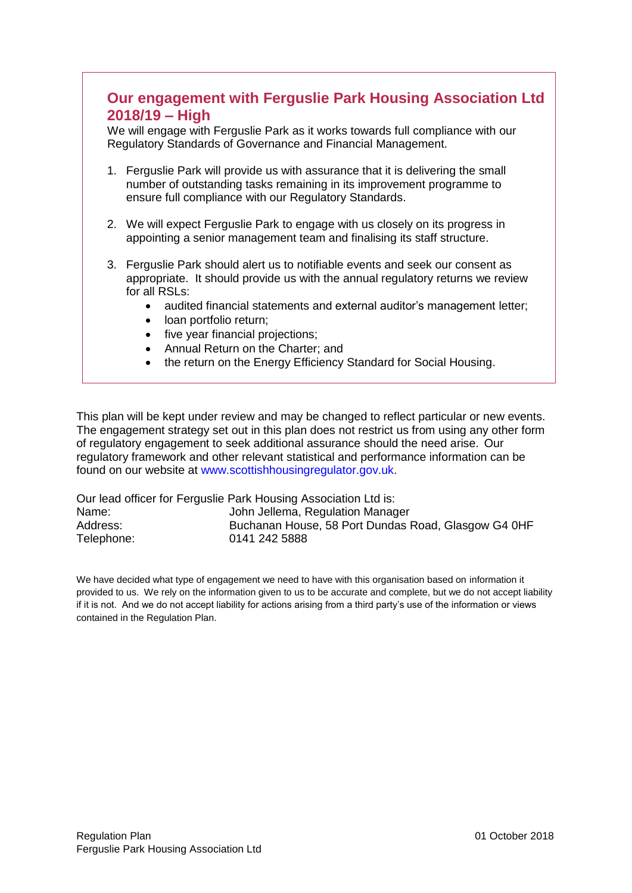## Our engagement with Ferguslie Park Housing Association Ltd 2018/19 – High

We will engage with Ferguslie Park as it works towards full compliance with our Regulatory Standards of Governance and Financial Management.

1. Ferguslie Park will provide us with assurance that it is delivering the small number of outstanding tasks remaining in its improvement programme to ensure full compliance with our Regulatory Standards.

2. We will expect Ferguslie Park to engage with us closely on its progress in appointing a senior management team and finalising its staff structure.

3. Ferguslie Park should alert us to notifiable events and seek our consent as appropriate. It should provide us with the annual regulatory returns we review for all RSLs:
   - audited financial statements and external auditor's management letter;
   - loan portfolio return;
   - five year financial projections;
   - Annual Return on the Charter; and
   - the return on the Energy Efficiency Standard for Social Housing.

This plan will be kept under review and may be changed to reflect particular or new events. The engagement strategy set out in this plan does not restrict us from using any other form of regulatory engagement to seek additional assurance should the need arise. Our regulatory framework and other relevant statistical and performance information can be found on our website at www.scottishhousingregulator.gov.uk.

Our lead officer for Ferguslie Park Housing Association Ltd is:

Name: John Jellema, Regulation Manager
Address: Buchanan House, 58 Port Dundas Road, Glasgow G4 0HF
Telephone: 0141 242 5888

We have decided what type of engagement we need to have with this organisation based on information it provided to us. We rely on the information given to us to be accurate and complete, but we do not accept liability if it is not. And we do not accept liability for actions arising from a third party's use of the information or views contained in the Regulation Plan.